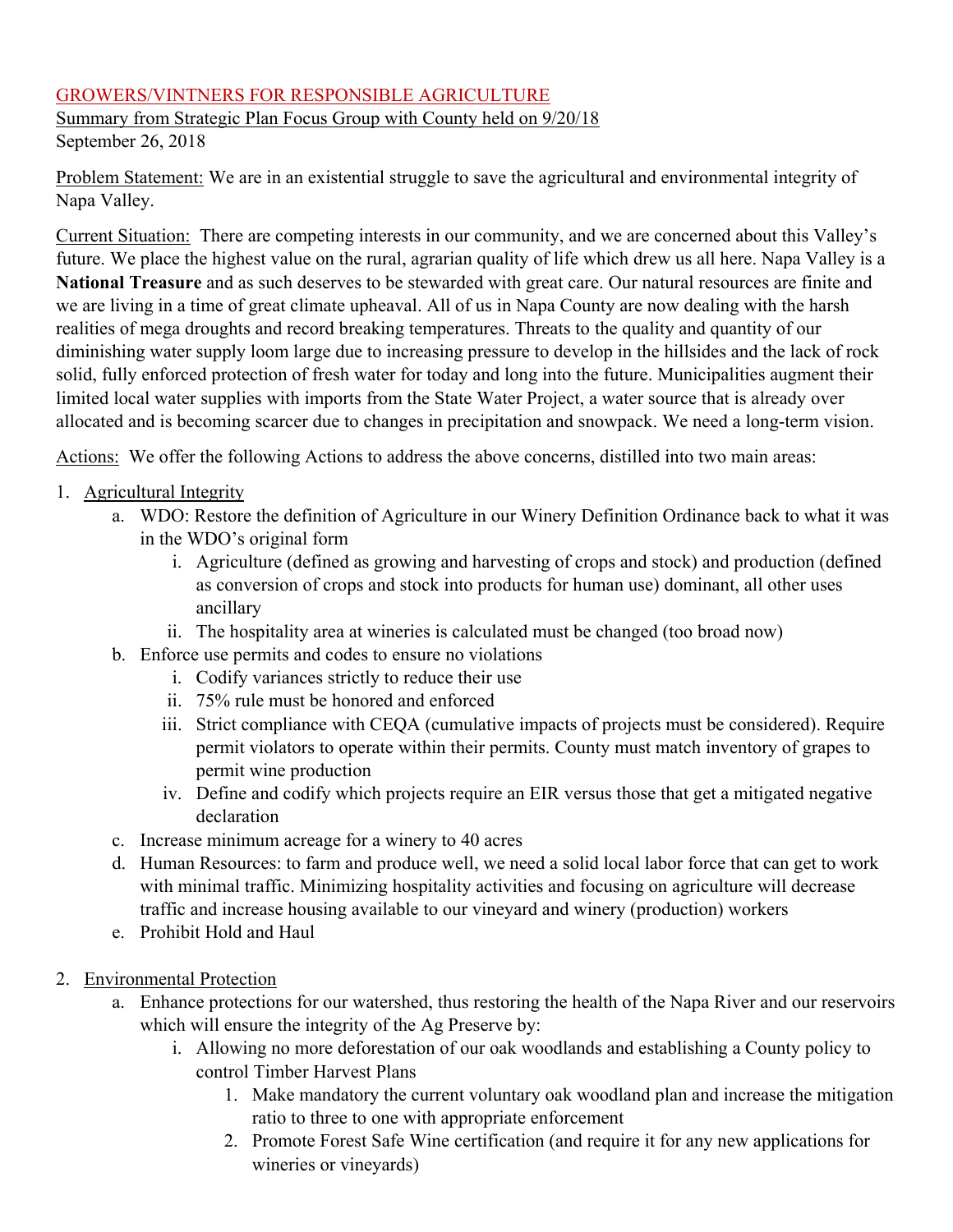GROWERS/VINTNERS FOR RESPONSIBLE AGRICULTURE

Summary from Strategic Plan Focus Group with County held on 9/20/18

September 26, 2018

Problem Statement: We are in an existential struggle to save the agricultural and environmental integrity of Napa Valley.

Current Situation: There are competing interests in our community, and we are concerned about this Valley's future. We place the highest value on the rural, agrarian quality of life which drew us all here. Napa Valley is a **National Treasure** and as such deserves to be stewarded with great care. Our natural resources are finite and we are living in a time of great climate upheaval. All of us in Napa County are now dealing with the harsh realities of mega droughts and record breaking temperatures. Threats to the quality and quantity of our diminishing water supply loom large due to increasing pressure to develop in the hillsides and the lack of rock solid, fully enforced protection of fresh water for today and long into the future. Municipalities augment their limited local water supplies with imports from the State Water Project, a water source that is already over allocated and is becoming scarcer due to changes in precipitation and snowpack. We need a long-term vision.

Actions: We offer the following Actions to address the above concerns, distilled into two main areas:

1. Agricultural Integrity
   a. WDO: Restore the definition of Agriculture in our Winery Definition Ordinance back to what it was in the WDO's original form
      i. Agriculture (defined as growing and harvesting of crops and stock) and production (defined as conversion of crops and stock into products for human use) dominant, all other uses ancillary
      ii. The hospitality area at wineries is calculated must be changed (too broad now)
   b. Enforce use permits and codes to ensure no violations
      i. Codify variances strictly to reduce their use
      ii. 75% rule must be honored and enforced
      iii. Strict compliance with CEQA (cumulative impacts of projects must be considered). Require permit violators to operate within their permits. County must match inventory of grapes to permit wine production
      iv. Define and codify which projects require an EIR versus those that get a mitigated negative declaration
   c. Increase minimum acreage for a winery to 40 acres
   d. Human Resources: to farm and produce well, we need a solid local labor force that can get to work with minimal traffic. Minimizing hospitality activities and focusing on agriculture will decrease traffic and increase housing available to our vineyard and winery (production) workers
   e. Prohibit Hold and Haul

2. Environmental Protection
   a. Enhance protections for our watershed, thus restoring the health of the Napa River and our reservoirs which will ensure the integrity of the Ag Preserve by:
      i. Allowing no more deforestation of our oak woodlands and establishing a County policy to control Timber Harvest Plans
         1. Make mandatory the current voluntary oak woodland plan and increase the mitigation ratio to three to one with appropriate enforcement
         2. Promote Forest Safe Wine certification (and require it for any new applications for wineries or vineyards)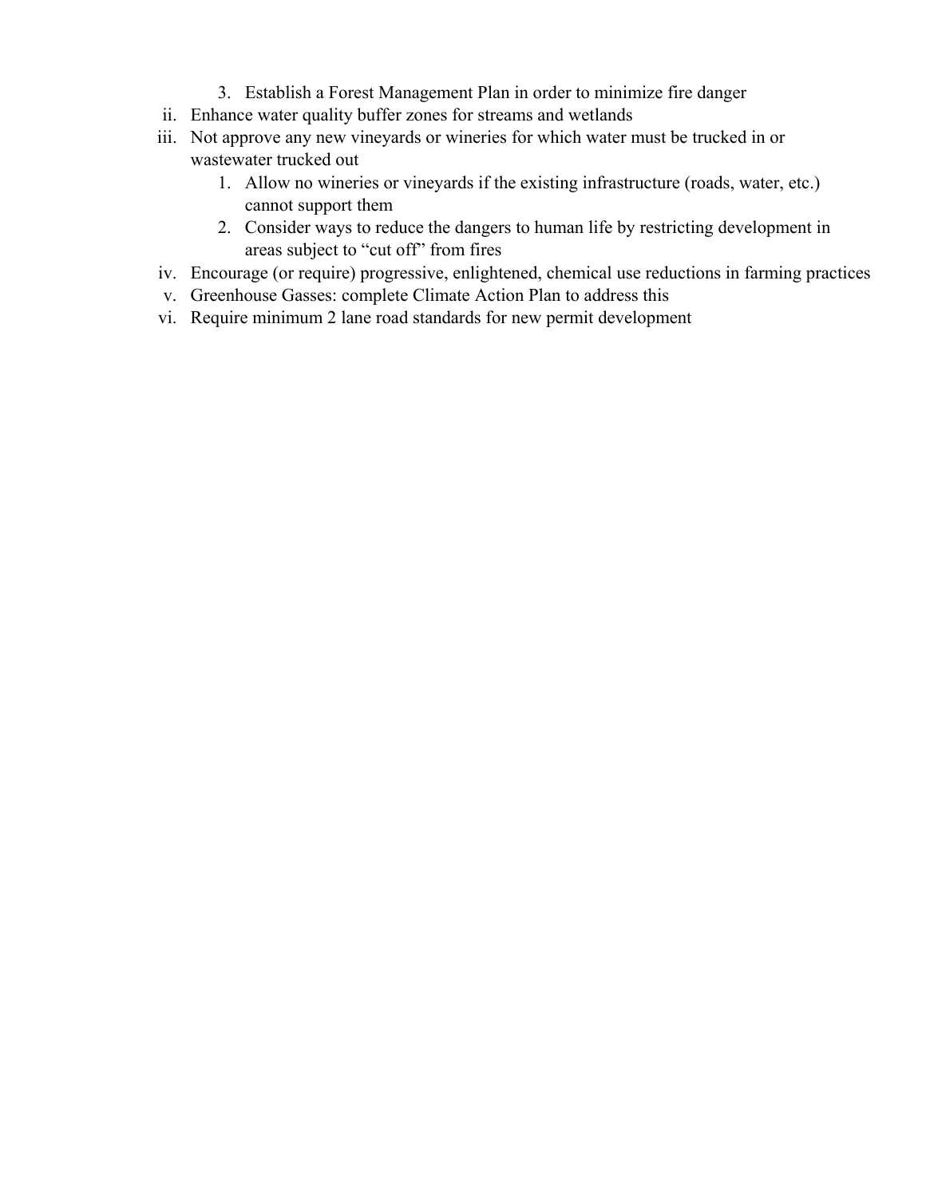3. Establish a Forest Management Plan in order to minimize fire danger

ii. Enhance water quality buffer zones for streams and wetlands

iii. Not approve any new vineyards or wineries for which water must be trucked in or wastewater trucked out

    1. Allow no wineries or vineyards if the existing infrastructure (roads, water, etc.) cannot support them
    2. Consider ways to reduce the dangers to human life by restricting development in areas subject to "cut off" from fires

iv. Encourage (or require) progressive, enlightened, chemical use reductions in farming practices

v. Greenhouse Gasses: complete Climate Action Plan to address this

vi. Require minimum 2 lane road standards for new permit development